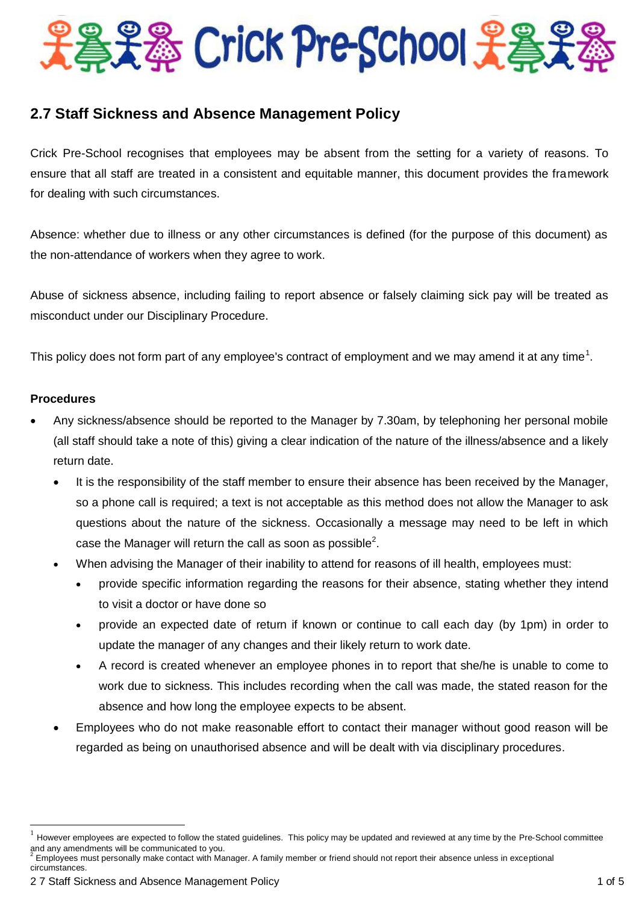# Crick Pre-School

## 2.7 Staff Sickness and Absence Management Policy

Crick Pre-School recognises that employees may be absent from the setting for a variety of reasons. To ensure that all staff are treated in a consistent and equitable manner, this document provides the framework for dealing with such circumstances.

Absence: whether due to illness or any other circumstances is defined (for the purpose of this document) as the non-attendance of workers when they agree to work.

Abuse of sickness absence, including failing to report absence or falsely claiming sick pay will be treated as misconduct under our Disciplinary Procedure.

This policy does not form part of any employee's contract of employment and we may amend it at any time[1].

**Procedures**

- Any sickness/absence should be reported to the Manager by 7.30am, by telephoning her personal mobile (all staff should take a note of this) giving a clear indication of the nature of the illness/absence and a likely return date.
  - It is the responsibility of the staff member to ensure their absence has been received by the Manager, so a phone call is required; a text is not acceptable as this method does not allow the Manager to ask questions about the nature of the sickness. Occasionally a message may need to be left in which case the Manager will return the call as soon as possible[2].
  - When advising the Manager of their inability to attend for reasons of ill health, employees must:
    - provide specific information regarding the reasons for their absence, stating whether they intend to visit a doctor or have done so
    - provide an expected date of return if known or continue to call each day (by 1pm) in order to update the manager of any changes and their likely return to work date.
    - A record is created whenever an employee phones in to report that she/he is unable to come to work due to sickness. This includes recording when the call was made, the stated reason for the absence and how long the employee expects to be absent.
  - Employees who do not make reasonable effort to contact their manager without good reason will be regarded as being on unauthorised absence and will be dealt with via disciplinary procedures.

---

[1] However employees are expected to follow the stated guidelines. This policy may be updated and reviewed at any time by the Pre-School committee and any amendments will be communicated to you.

[2] Employees must personally make contact with Manager. A family member or friend should not report their absence unless in exceptional circumstances.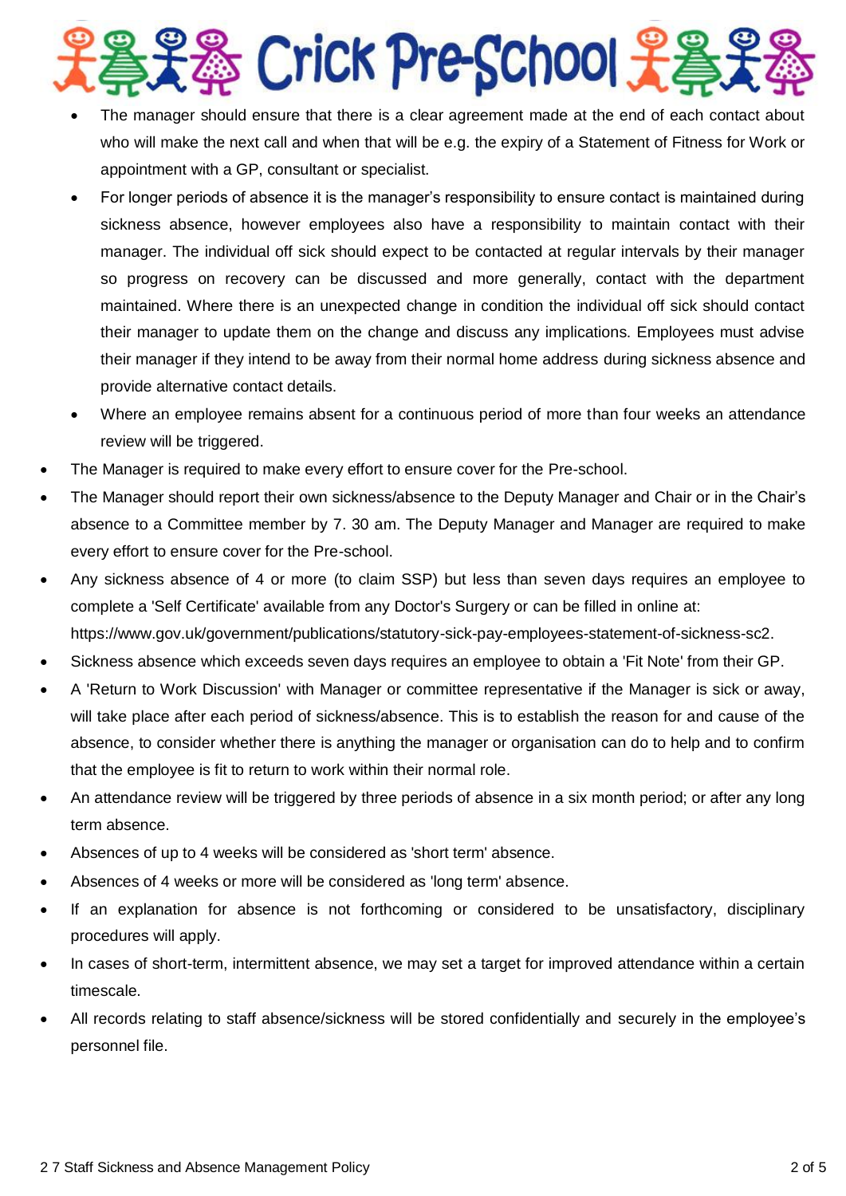- The manager should ensure that there is a clear agreement made at the end of each contact about who will make the next call and when that will be e.g. the expiry of a Statement of Fitness for Work or appointment with a GP, consultant or specialist.
- For longer periods of absence it is the manager's responsibility to ensure contact is maintained during sickness absence, however employees also have a responsibility to maintain contact with their manager. The individual off sick should expect to be contacted at regular intervals by their manager so progress on recovery can be discussed and more generally, contact with the department maintained. Where there is an unexpected change in condition the individual off sick should contact their manager to update them on the change and discuss any implications. Employees must advise their manager if they intend to be away from their normal home address during sickness absence and provide alternative contact details.
- Where an employee remains absent for a continuous period of more than four weeks an attendance review will be triggered.

- The Manager is required to make every effort to ensure cover for the Pre-school.
- The Manager should report their own sickness/absence to the Deputy Manager and Chair or in the Chair's absence to a Committee member by 7. 30 am. The Deputy Manager and Manager are required to make every effort to ensure cover for the Pre-school.
- Any sickness absence of 4 or more (to claim SSP) but less than seven days requires an employee to complete a 'Self Certificate' available from any Doctor's Surgery or can be filled in online at: https://www.gov.uk/government/publications/statutory-sick-pay-employees-statement-of-sickness-sc2.
- Sickness absence which exceeds seven days requires an employee to obtain a 'Fit Note' from their GP.
- A 'Return to Work Discussion' with Manager or committee representative if the Manager is sick or away, will take place after each period of sickness/absence. This is to establish the reason for and cause of the absence, to consider whether there is anything the manager or organisation can do to help and to confirm that the employee is fit to return to work within their normal role.
- An attendance review will be triggered by three periods of absence in a six month period; or after any long term absence.
- Absences of up to 4 weeks will be considered as 'short term' absence.
- Absences of 4 weeks or more will be considered as 'long term' absence.
- If an explanation for absence is not forthcoming or considered to be unsatisfactory, disciplinary procedures will apply.
- In cases of short-term, intermittent absence, we may set a target for improved attendance within a certain timescale.
- All records relating to staff absence/sickness will be stored confidentially and securely in the employee's personnel file.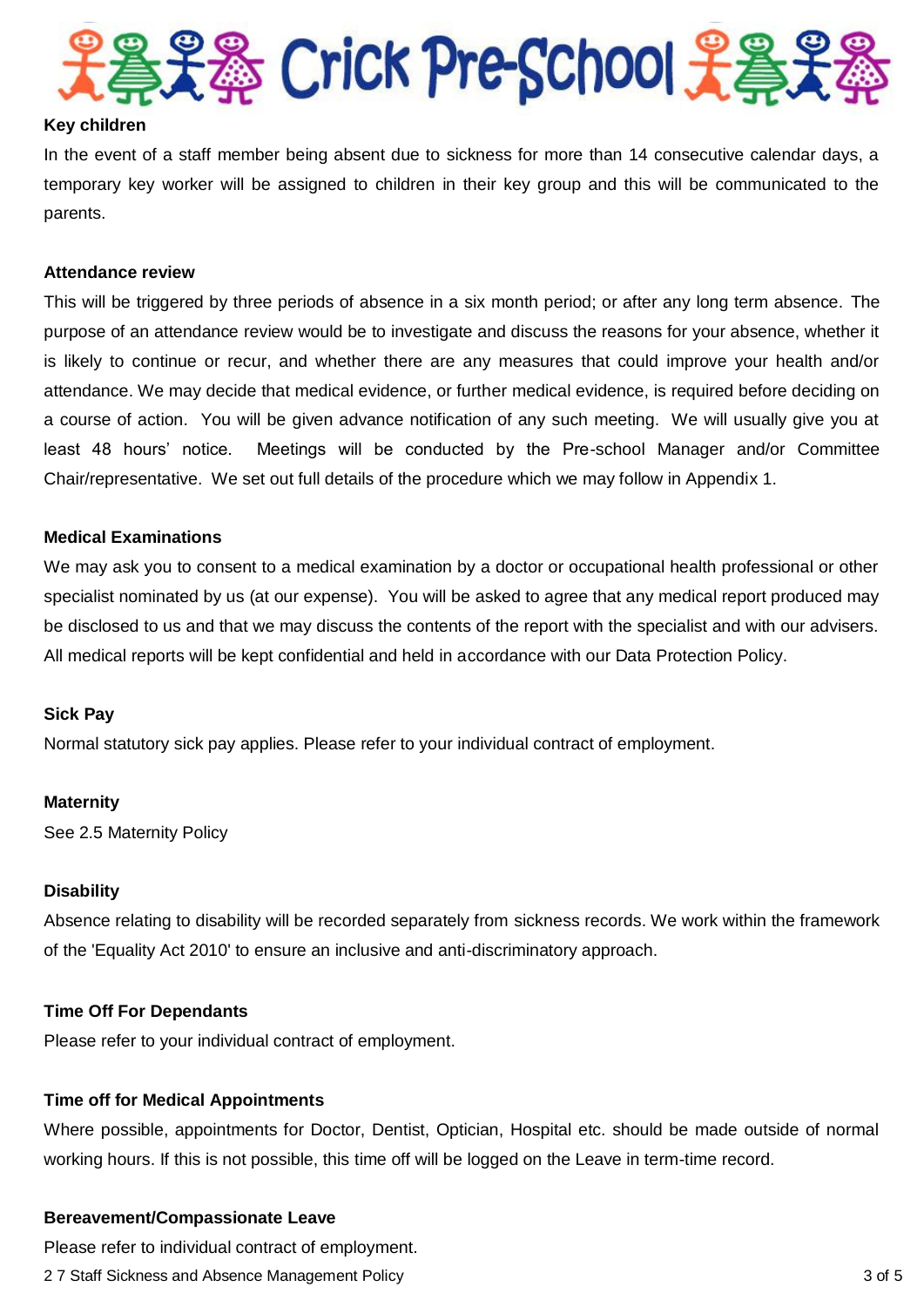**Key children**

In the event of a staff member being absent due to sickness for more than 14 consecutive calendar days, a temporary key worker will be assigned to children in their key group and this will be communicated to the parents.

**Attendance review**

This will be triggered by three periods of absence in a six month period; or after any long term absence. The purpose of an attendance review would be to investigate and discuss the reasons for your absence, whether it is likely to continue or recur, and whether there are any measures that could improve your health and/or attendance. We may decide that medical evidence, or further medical evidence, is required before deciding on a course of action. You will be given advance notification of any such meeting. We will usually give you at least 48 hours' notice. Meetings will be conducted by the Pre-school Manager and/or Committee Chair/representative. We set out full details of the procedure which we may follow in Appendix 1.

**Medical Examinations**

We may ask you to consent to a medical examination by a doctor or occupational health professional or other specialist nominated by us (at our expense). You will be asked to agree that any medical report produced may be disclosed to us and that we may discuss the contents of the report with the specialist and with our advisers. All medical reports will be kept confidential and held in accordance with our Data Protection Policy.

**Sick Pay**

Normal statutory sick pay applies. Please refer to your individual contract of employment.

**Maternity**

See 2.5 Maternity Policy

**Disability**

Absence relating to disability will be recorded separately from sickness records. We work within the framework of the 'Equality Act 2010' to ensure an inclusive and anti-discriminatory approach.

**Time Off For Dependants**

Please refer to your individual contract of employment.

**Time off for Medical Appointments**

Where possible, appointments for Doctor, Dentist, Optician, Hospital etc. should be made outside of normal working hours. If this is not possible, this time off will be logged on the Leave in term-time record.

**Bereavement/Compassionate Leave**

Please refer to individual contract of employment.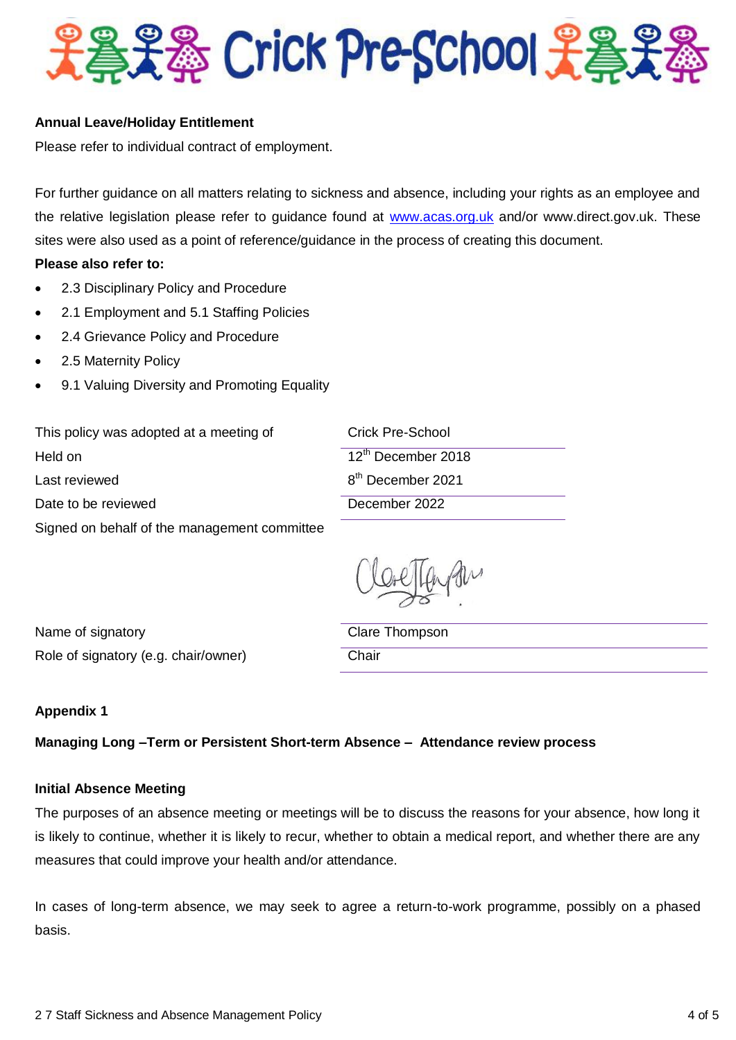**Annual Leave/Holiday Entitlement**

Please refer to individual contract of employment.

For further guidance on all matters relating to sickness and absence, including your rights as an employee and the relative legislation please refer to guidance found at www.acas.org.uk and/or www.direct.gov.uk. These sites were also used as a point of reference/guidance in the process of creating this document.

**Please also refer to:**

- 2.3 Disciplinary Policy and Procedure
- 2.1 Employment and 5.1 Staffing Policies
- 2.4 Grievance Policy and Procedure
- 2.5 Maternity Policy
- 9.1 Valuing Diversity and Promoting Equality

| | |
|---|---|
| This policy was adopted at a meeting of | Crick Pre-School |
| Held on | 12th December 2018 |
| Last reviewed | 8th December 2021 |
| Date to be reviewed | December 2022 |
| Signed on behalf of the management committee | |
| Name of signatory | Clare Thompson |
| Role of signatory (e.g. chair/owner) | Chair |

**Appendix 1**

**Managing Long –Term or Persistent Short-term Absence – Attendance review process**

**Initial Absence Meeting**

The purposes of an absence meeting or meetings will be to discuss the reasons for your absence, how long it is likely to continue, whether it is likely to recur, whether to obtain a medical report, and whether there are any measures that could improve your health and/or attendance.

In cases of long-term absence, we may seek to agree a return-to-work programme, possibly on a phased basis.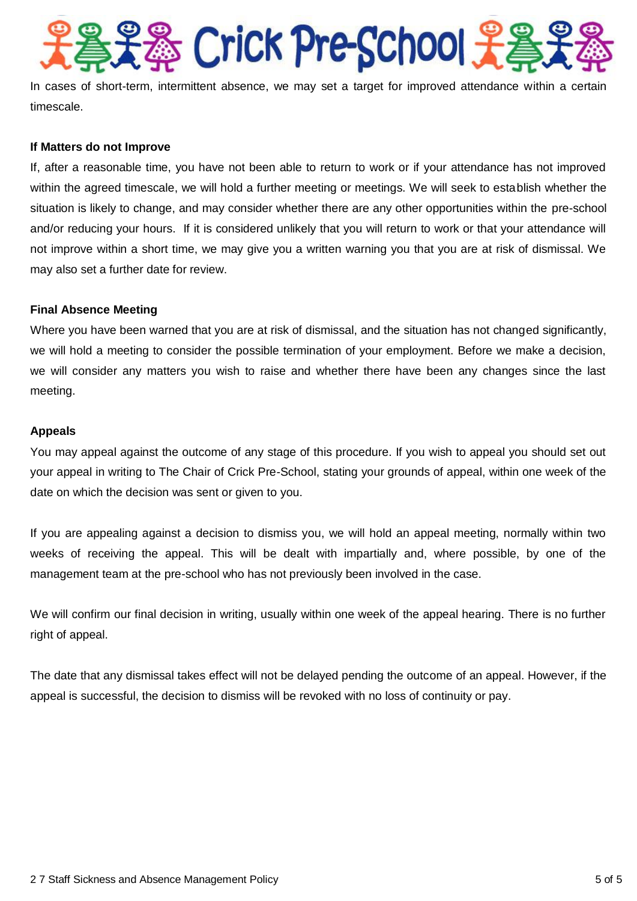In cases of short-term, intermittent absence, we may set a target for improved attendance within a certain timescale.

**If Matters do not Improve**

If, after a reasonable time, you have not been able to return to work or if your attendance has not improved within the agreed timescale, we will hold a further meeting or meetings. We will seek to establish whether the situation is likely to change, and may consider whether there are any other opportunities within the pre-school and/or reducing your hours. If it is considered unlikely that you will return to work or that your attendance will not improve within a short time, we may give you a written warning you that you are at risk of dismissal. We may also set a further date for review.

**Final Absence Meeting**

Where you have been warned that you are at risk of dismissal, and the situation has not changed significantly, we will hold a meeting to consider the possible termination of your employment. Before we make a decision, we will consider any matters you wish to raise and whether there have been any changes since the last meeting.

**Appeals**

You may appeal against the outcome of any stage of this procedure. If you wish to appeal you should set out your appeal in writing to The Chair of Crick Pre-School, stating your grounds of appeal, within one week of the date on which the decision was sent or given to you.

If you are appealing against a decision to dismiss you, we will hold an appeal meeting, normally within two weeks of receiving the appeal. This will be dealt with impartially and, where possible, by one of the management team at the pre-school who has not previously been involved in the case.

We will confirm our final decision in writing, usually within one week of the appeal hearing. There is no further right of appeal.

The date that any dismissal takes effect will not be delayed pending the outcome of an appeal. However, if the appeal is successful, the decision to dismiss will be revoked with no loss of continuity or pay.